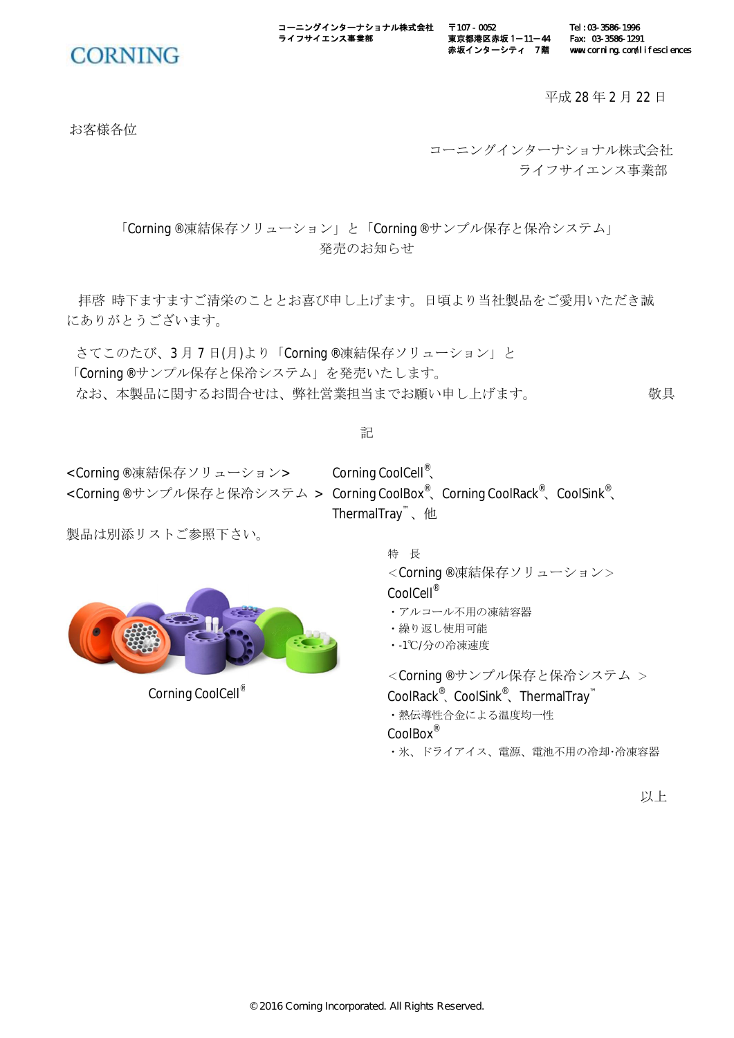CORNING

コーニングインターナショナル株式会社
ライフサイエンス事業部

〒107-0052
東京都港区赤坂 1−11−44
赤坂インターシティ 7階

Tel : 03-3586-1996
Fax: 03-3586-1291
www.corning.com/lifesciences

平成 28 年 2 月 22 日

お客様各位

コーニングインターナショナル株式会社
ライフサイエンス事業部

## 「Corning ®凍結保存ソリューション」と「Corning ®サンプル保存と保冷システム」発売のお知らせ

拝啓 時下ますますご清栄のこととお喜び申し上げます。日頃より当社製品をご愛用いただき誠にありがとうございます。

さてこのたび、3 月 7 日(月)より「Corning ®凍結保存ソリューション」と「Corning ®サンプル保存と保冷システム」を発売いたします。

なお、本製品に関するお問合せは、弊社営業担当までお願い申し上げます。 敬具

記

<Corning ®凍結保存ソリューション> Corning CoolCell®、
<Corning ®サンプル保存と保冷システム > Corning CoolBox®、Corning CoolRack®、CoolSink®、ThermalTray™、他

製品は別添リストご参照下さい。

Corning CoolCell®

特 長

<Corning ®凍結保存ソリューション>

CoolCell®

- アルコール不用の凍結容器
- 繰り返し使用可能
- -1℃/分の冷凍速度

<Corning ®サンプル保存と保冷システム >

CoolRack®、CoolSink®、ThermalTray™

- 熱伝導性合金による温度均一性

CoolBox®

- 氷、ドライアイス、電源、電池不用の冷却･冷凍容器

以上

© 2016 Corning Incorporated. All Rights Reserved.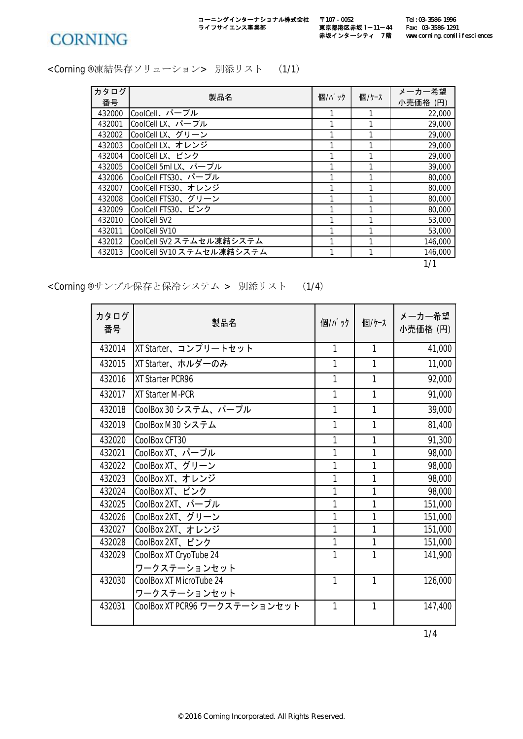コーニングインターナショナル株式会社
ライフサイエンス事業部

〒107 - 0052
東京都港区赤坂 1ー11ー44
赤坂インターシティ 7階

Tel : 03-3586-1996
Fax: 03-3586-1291
www.corning.com/lifesciences

CORNING

<Corning ®凍結保存ソリューション> 別添リスト (1/1)

| カタログ番号 | 製品名 | 個/ﾊﾟｯｸ | 個/ｹｰｽ | メーカー希望小売価格 (円) |
|---|---|---|---|---|
| 432000 | CoolCell、パープル | 1 | 1 | 22,000 |
| 432001 | CoolCell LX、パープル | 1 | 1 | 29,000 |
| 432002 | CoolCell LX、グリーン | 1 | 1 | 29,000 |
| 432003 | CoolCell LX、オレンジ | 1 | 1 | 29,000 |
| 432004 | CoolCell LX、ピンク | 1 | 1 | 29,000 |
| 432005 | CoolCell 5ml LX、パープル | 1 | 1 | 39,000 |
| 432006 | CoolCell FTS30、パープル | 1 | 1 | 80,000 |
| 432007 | CoolCell FTS30、オレンジ | 1 | 1 | 80,000 |
| 432008 | CoolCell FTS30、グリーン | 1 | 1 | 80,000 |
| 432009 | CoolCell FTS30、ピンク | 1 | 1 | 80,000 |
| 432010 | CoolCell SV2 | 1 | 1 | 53,000 |
| 432011 | CoolCell SV10 | 1 | 1 | 53,000 |
| 432012 | CoolCell SV2 ステムセル凍結システム | 1 | 1 | 146,000 |
| 432013 | CoolCell SV10 ステムセル凍結システム | 1 | 1 | 146,000 |

<Corning ®サンプル保存と保冷システム > 別添リスト (1/4)

| カタログ番号 | 製品名 | 個/ﾊﾟｯｸ | 個/ｹｰｽ | メーカー希望小売価格 (円) |
|---|---|---|---|---|
| 432014 | XT Starter、コンプリートセット | 1 | 1 | 41,000 |
| 432015 | XT Starter、ホルダーのみ | 1 | 1 | 11,000 |
| 432016 | XT Starter PCR96 | 1 | 1 | 92,000 |
| 432017 | XT Starter M-PCR | 1 | 1 | 91,000 |
| 432018 | CoolBox 30 システム、パープル | 1 | 1 | 39,000 |
| 432019 | CoolBox M 30 システム | 1 | 1 | 81,400 |
| 432020 | CoolBox CFT30 | 1 | 1 | 91,300 |
| 432021 | CoolBox XT、パープル | 1 | 1 | 98,000 |
| 432022 | CoolBox XT、グリーン | 1 | 1 | 98,000 |
| 432023 | CoolBox XT、オレンジ | 1 | 1 | 98,000 |
| 432024 | CoolBox XT、ピンク | 1 | 1 | 98,000 |
| 432025 | CoolBox 2XT、パープル | 1 | 1 | 151,000 |
| 432026 | CoolBox 2XT、グリーン | 1 | 1 | 151,000 |
| 432027 | CoolBox 2XT、オレンジ | 1 | 1 | 151,000 |
| 432028 | CoolBox 2XT、ピンク | 1 | 1 | 151,000 |
| 432029 | CoolBox XT CryoTube 24 ワークステーションセット | 1 | 1 | 141,900 |
| 432030 | CoolBox XT MicroTube 24 ワークステーションセット | 1 | 1 | 126,000 |
| 432031 | CoolBox XT PCR96 ワークステーションセット | 1 | 1 | 147,400 |

© 2016 Corning Incorporated. All Rights Reserved.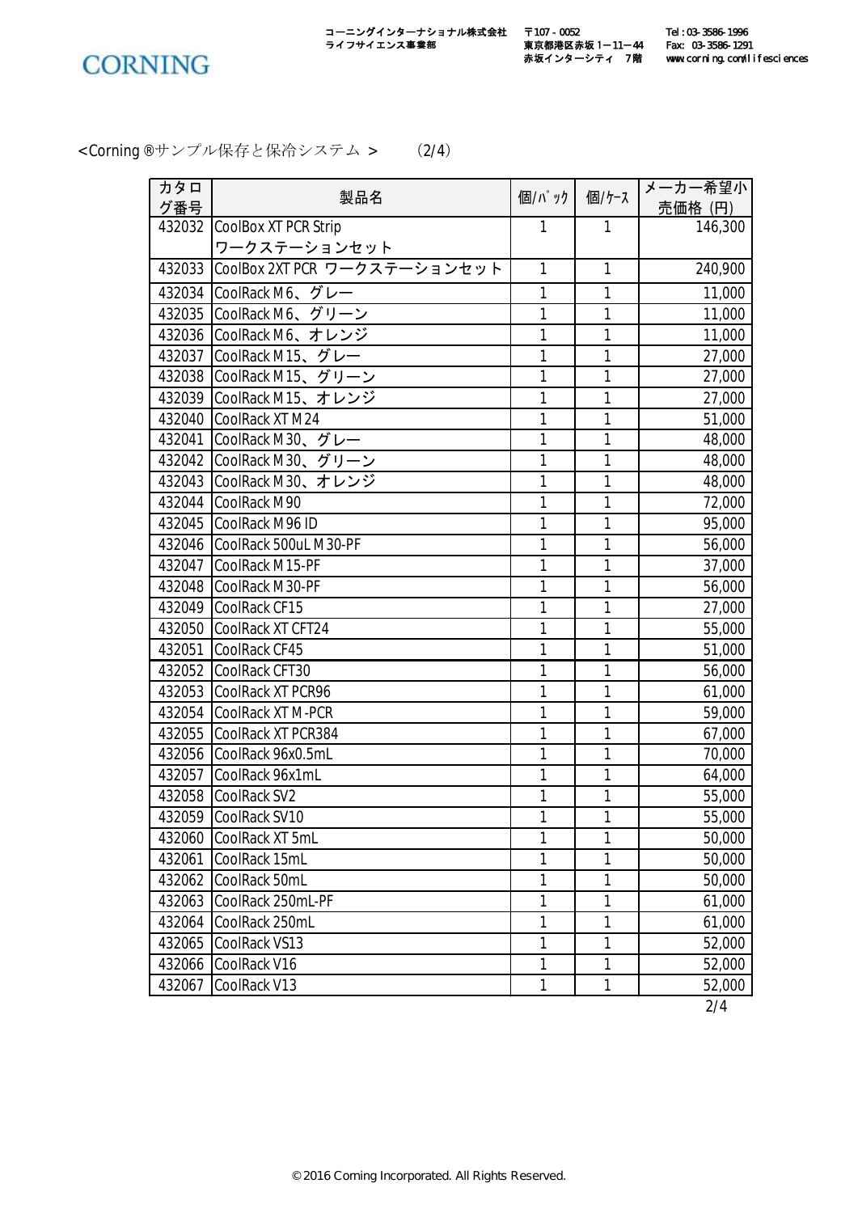<Corning ®サンプル保存と保冷システム >　　(2/4)

| カタログ番号 | 製品名 | 個/ﾊﾟｯｸ | 個/ｹｰｽ | メーカー希望小売価格 (円) |
|---|---|---|---|---|
| 432032 | CoolBox XT PCR Strip ワークステーションセット | 1 | 1 | 146,300 |
| 432033 | CoolBox 2XT PCR ワークステーションセット | 1 | 1 | 240,900 |
| 432034 | CoolRack M6、グレー | 1 | 1 | 11,000 |
| 432035 | CoolRack M6、グリーン | 1 | 1 | 11,000 |
| 432036 | CoolRack M6、オレンジ | 1 | 1 | 11,000 |
| 432037 | CoolRack M15、グレー | 1 | 1 | 27,000 |
| 432038 | CoolRack M15、グリーン | 1 | 1 | 27,000 |
| 432039 | CoolRack M15、オレンジ | 1 | 1 | 27,000 |
| 432040 | CoolRack XT M24 | 1 | 1 | 51,000 |
| 432041 | CoolRack M30、グレー | 1 | 1 | 48,000 |
| 432042 | CoolRack M30、グリーン | 1 | 1 | 48,000 |
| 432043 | CoolRack M30、オレンジ | 1 | 1 | 48,000 |
| 432044 | CoolRack M90 | 1 | 1 | 72,000 |
| 432045 | CoolRack M96 ID | 1 | 1 | 95,000 |
| 432046 | CoolRack 500uL M30-PF | 1 | 1 | 56,000 |
| 432047 | CoolRack M15-PF | 1 | 1 | 37,000 |
| 432048 | CoolRack M30-PF | 1 | 1 | 56,000 |
| 432049 | CoolRack CF15 | 1 | 1 | 27,000 |
| 432050 | CoolRack XT CFT24 | 1 | 1 | 55,000 |
| 432051 | CoolRack CF45 | 1 | 1 | 51,000 |
| 432052 | CoolRack CFT30 | 1 | 1 | 56,000 |
| 432053 | CoolRack XT PCR96 | 1 | 1 | 61,000 |
| 432054 | CoolRack XT M-PCR | 1 | 1 | 59,000 |
| 432055 | CoolRack XT PCR384 | 1 | 1 | 67,000 |
| 432056 | CoolRack 96x0.5mL | 1 | 1 | 70,000 |
| 432057 | CoolRack 96x1mL | 1 | 1 | 64,000 |
| 432058 | CoolRack SV2 | 1 | 1 | 55,000 |
| 432059 | CoolRack SV10 | 1 | 1 | 55,000 |
| 432060 | CoolRack XT 5mL | 1 | 1 | 50,000 |
| 432061 | CoolRack 15mL | 1 | 1 | 50,000 |
| 432062 | CoolRack 50mL | 1 | 1 | 50,000 |
| 432063 | CoolRack 250mL-PF | 1 | 1 | 61,000 |
| 432064 | CoolRack 250mL | 1 | 1 | 61,000 |
| 432065 | CoolRack VS13 | 1 | 1 | 52,000 |
| 432066 | CoolRack V16 | 1 | 1 | 52,000 |
| 432067 | CoolRack V13 | 1 | 1 | 52,000 |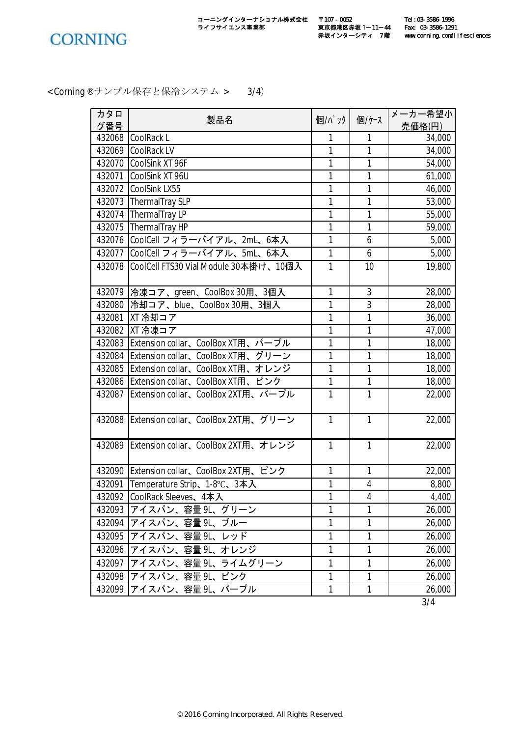コーニングインターナショナル株式会社 ライフサイエンス事業部　〒107-0052 東京都港区赤坂1－11－44 赤坂インターシティ 7階　Tel：03-3586-1996 Fax: 03-3586-1291 www.corning.com/lifesciences

<Corning ®サンプル保存と保冷システム > 3/4)

| カタログ番号 | 製品名 | 個/パック | 個/ケース | メーカー希望小売価格(円) |
|---|---|---|---|---|
| 432068 | CoolRack L | 1 | 1 | 34,000 |
| 432069 | CoolRack LV | 1 | 1 | 34,000 |
| 432070 | CoolSink XT 96F | 1 | 1 | 54,000 |
| 432071 | CoolSink XT 96U | 1 | 1 | 61,000 |
| 432072 | CoolSink LX55 | 1 | 1 | 46,000 |
| 432073 | ThermalTray SLP | 1 | 1 | 53,000 |
| 432074 | ThermalTray LP | 1 | 1 | 55,000 |
| 432075 | ThermalTray HP | 1 | 1 | 59,000 |
| 432076 | CoolCell フィラーバイアル、2mL、6本入 | 1 | 6 | 5,000 |
| 432077 | CoolCell フィラーバイアル、5mL、6本入 | 1 | 6 | 5,000 |
| 432078 | CoolCell FTS30 Vial Module 30本掛け、10個入 | 1 | 10 | 19,800 |
| 432079 | 冷凍コア、green、CoolBox 30用、3個入 | 1 | 3 | 28,000 |
| 432080 | 冷却コア、blue、CoolBox 30用、3個入 | 1 | 3 | 28,000 |
| 432081 | XT 冷却コア | 1 | 1 | 36,000 |
| 432082 | XT 冷凍コア | 1 | 1 | 47,000 |
| 432083 | Extension collar、CoolBox XT用、パープル | 1 | 1 | 18,000 |
| 432084 | Extension collar、CoolBox XT用、グリーン | 1 | 1 | 18,000 |
| 432085 | Extension collar、CoolBox XT用、オレンジ | 1 | 1 | 18,000 |
| 432086 | Extension collar、CoolBox XT用、ピンク | 1 | 1 | 18,000 |
| 432087 | Extension collar、CoolBox 2XT用、パープル | 1 | 1 | 22,000 |
| 432088 | Extension collar、CoolBox 2XT用、グリーン | 1 | 1 | 22,000 |
| 432089 | Extension collar、CoolBox 2XT用、オレンジ | 1 | 1 | 22,000 |
| 432090 | Extension collar、CoolBox 2XT用、ピンク | 1 | 1 | 22,000 |
| 432091 | Temperature Strip、1-8℃、3本入 | 1 | 4 | 8,800 |
| 432092 | CoolRack Sleeves、4本入 | 1 | 4 | 4,400 |
| 432093 | アイスパン、容量 9L、グリーン | 1 | 1 | 26,000 |
| 432094 | アイスパン、容量 9L、ブルー | 1 | 1 | 26,000 |
| 432095 | アイスパン、容量 9L、レッド | 1 | 1 | 26,000 |
| 432096 | アイスパン、容量 9L、オレンジ | 1 | 1 | 26,000 |
| 432097 | アイスパン、容量 9L、ライムグリーン | 1 | 1 | 26,000 |
| 432098 | アイスパン、容量 9L、ピンク | 1 | 1 | 26,000 |
| 432099 | アイスパン、容量 9L、パープル | 1 | 1 | 26,000 |

© 2016 Corning Incorporated. All Rights Reserved.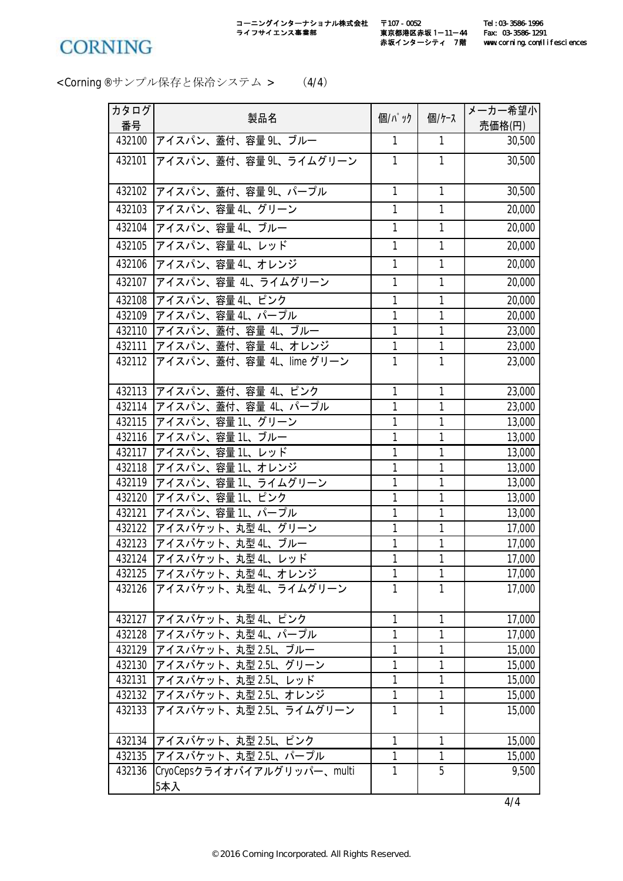<Corning ®サンプル保存と保冷システム >　　(4/4)

| カタログ番号 | 製品名 | 個/パック | 個/ケース | メーカー希望小売価格(円) |
|---|---|---|---|---|
| 432100 | アイスパン、蓋付、容量 9L、ブルー | 1 | 1 | 30,500 |
| 432101 | アイスパン、蓋付、容量 9L、ライムグリーン | 1 | 1 | 30,500 |
| 432102 | アイスパン、蓋付、容量 9L、パープル | 1 | 1 | 30,500 |
| 432103 | アイスパン、容量 4L、グリーン | 1 | 1 | 20,000 |
| 432104 | アイスパン、容量 4L、ブルー | 1 | 1 | 20,000 |
| 432105 | アイスパン、容量 4L、レッド | 1 | 1 | 20,000 |
| 432106 | アイスパン、容量 4L、オレンジ | 1 | 1 | 20,000 |
| 432107 | アイスパン、容量 4L、ライムグリーン | 1 | 1 | 20,000 |
| 432108 | アイスパン、容量 4L、ピンク | 1 | 1 | 20,000 |
| 432109 | アイスパン、容量 4L、パープル | 1 | 1 | 20,000 |
| 432110 | アイスパン、蓋付、容量 4L、ブルー | 1 | 1 | 23,000 |
| 432111 | アイスパン、蓋付、容量 4L、オレンジ | 1 | 1 | 23,000 |
| 432112 | アイスパン、蓋付、容量 4L、lime グリーン | 1 | 1 | 23,000 |
| 432113 | アイスパン、蓋付、容量 4L、ピンク | 1 | 1 | 23,000 |
| 432114 | アイスパン、蓋付、容量 4L、パープル | 1 | 1 | 23,000 |
| 432115 | アイスパン、容量 1L、グリーン | 1 | 1 | 13,000 |
| 432116 | アイスパン、容量 1L、ブルー | 1 | 1 | 13,000 |
| 432117 | アイスパン、容量 1L、レッド | 1 | 1 | 13,000 |
| 432118 | アイスパン、容量 1L、オレンジ | 1 | 1 | 13,000 |
| 432119 | アイスパン、容量 1L、ライムグリーン | 1 | 1 | 13,000 |
| 432120 | アイスパン、容量 1L、ピンク | 1 | 1 | 13,000 |
| 432121 | アイスパン、容量 1L、パープル | 1 | 1 | 13,000 |
| 432122 | アイスバケット、丸型 4L、グリーン | 1 | 1 | 17,000 |
| 432123 | アイスバケット、丸型 4L、ブルー | 1 | 1 | 17,000 |
| 432124 | アイスバケット、丸型 4L、レッド | 1 | 1 | 17,000 |
| 432125 | アイスバケット、丸型 4L、オレンジ | 1 | 1 | 17,000 |
| 432126 | アイスバケット、丸型 4L、ライムグリーン | 1 | 1 | 17,000 |
| 432127 | アイスバケット、丸型 4L、ピンク | 1 | 1 | 17,000 |
| 432128 | アイスバケット、丸型 4L、パープル | 1 | 1 | 17,000 |
| 432129 | アイスバケット、丸型 2.5L、ブルー | 1 | 1 | 15,000 |
| 432130 | アイスバケット、丸型 2.5L、グリーン | 1 | 1 | 15,000 |
| 432131 | アイスバケット、丸型 2.5L、レッド | 1 | 1 | 15,000 |
| 432132 | アイスバケット、丸型 2.5L、オレンジ | 1 | 1 | 15,000 |
| 432133 | アイスバケット、丸型 2.5L、ライムグリーン | 1 | 1 | 15,000 |
| 432134 | アイスバケット、丸型 2.5L、ピンク | 1 | 1 | 15,000 |
| 432135 | アイスバケット、丸型 2.5L、パープル | 1 | 1 | 15,000 |
| 432136 | CryoCepsクライオバイアルグリッパー、multi 5本入 | 1 | 5 | 9,500 |

©2016 Corning Incorporated. All Rights Reserved.